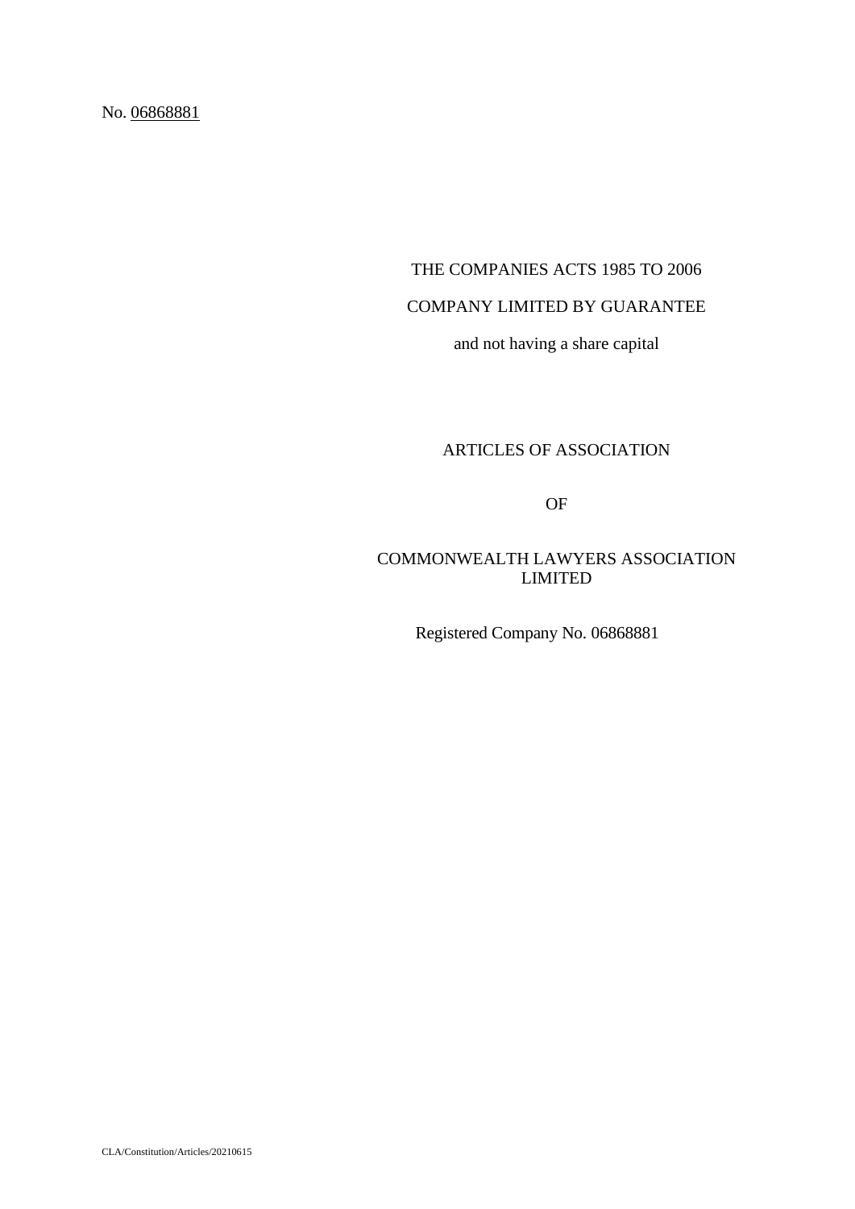No. 06868881

THE COMPANIES ACTS 1985 TO 2006

COMPANY LIMITED BY GUARANTEE

and not having a share capital

# ARTICLES OF ASSOCIATION

OF

# COMMONWEALTH LAWYERS ASSOCIATION LIMITED

Registered Company No. 06868881

CLA/Constitution/Articles/20210615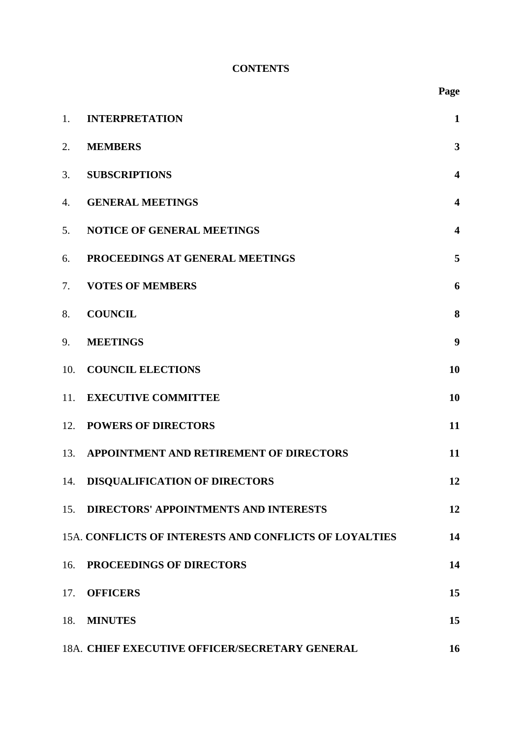**CONTENTS**

| | | Page |
|---|---|---|
| 1. | **INTERPRETATION** | **1** |
| 2. | **MEMBERS** | **3** |
| 3. | **SUBSCRIPTIONS** | **4** |
| 4. | **GENERAL MEETINGS** | **4** |
| 5. | **NOTICE OF GENERAL MEETINGS** | **4** |
| 6. | **PROCEEDINGS AT GENERAL MEETINGS** | **5** |
| 7. | **VOTES OF MEMBERS** | **6** |
| 8. | **COUNCIL** | **8** |
| 9. | **MEETINGS** | **9** |
| 10. | **COUNCIL ELECTIONS** | **10** |
| 11. | **EXECUTIVE COMMITTEE** | **10** |
| 12. | **POWERS OF DIRECTORS** | **11** |
| 13. | **APPOINTMENT AND RETIREMENT OF DIRECTORS** | **11** |
| 14. | **DISQUALIFICATION OF DIRECTORS** | **12** |
| 15. | **DIRECTORS' APPOINTMENTS AND INTERESTS** | **12** |
| 15A. | **CONFLICTS OF INTERESTS AND CONFLICTS OF LOYALTIES** | **14** |
| 16. | **PROCEEDINGS OF DIRECTORS** | **14** |
| 17. | **OFFICERS** | **15** |
| 18. | **MINUTES** | **15** |
| 18A. | **CHIEF EXECUTIVE OFFICER/SECRETARY GENERAL** | **16** |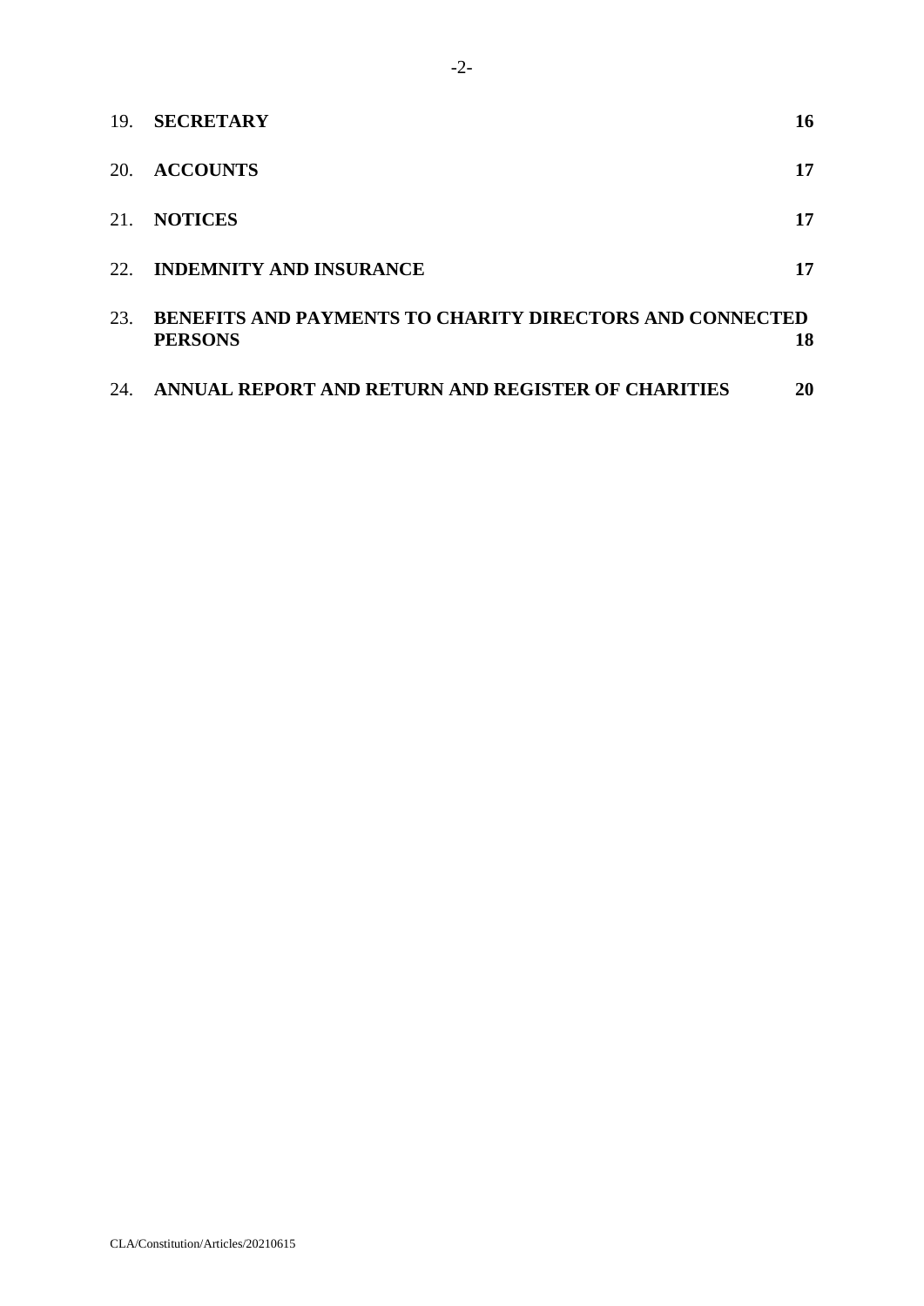| | | |
|---|---|---|
| 19. | **SECRETARY** | **16** |
| 20. | **ACCOUNTS** | **17** |
| 21. | **NOTICES** | **17** |
| 22. | **INDEMNITY AND INSURANCE** | **17** |
| 23. | **BENEFITS AND PAYMENTS TO CHARITY DIRECTORS AND CONNECTED PERSONS** | **18** |
| 24. | **ANNUAL REPORT AND RETURN AND REGISTER OF CHARITIES** | **20** |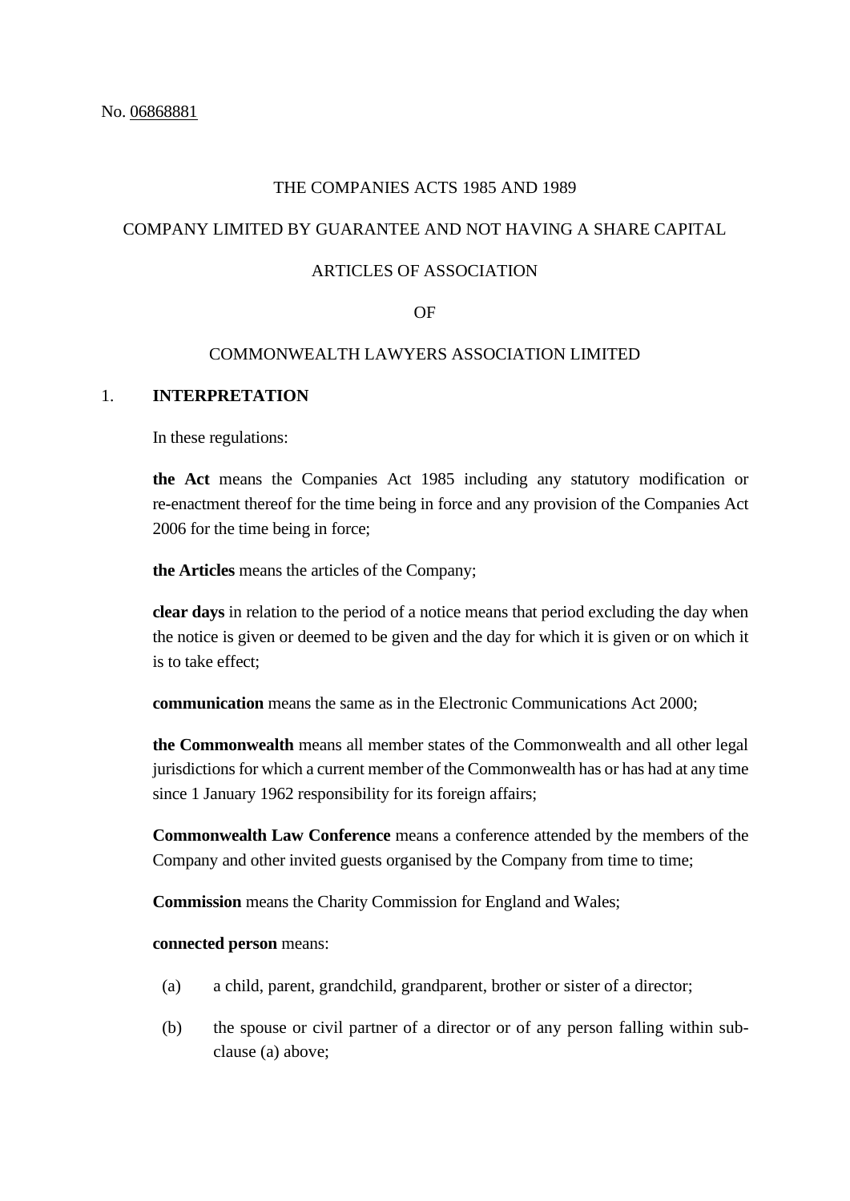No. 06868881

THE COMPANIES ACTS 1985 AND 1989

COMPANY LIMITED BY GUARANTEE AND NOT HAVING A SHARE CAPITAL

ARTICLES OF ASSOCIATION

OF

COMMONWEALTH LAWYERS ASSOCIATION LIMITED

## 1. INTERPRETATION

In these regulations:

**the Act** means the Companies Act 1985 including any statutory modification or re-enactment thereof for the time being in force and any provision of the Companies Act 2006 for the time being in force;

**the Articles** means the articles of the Company;

**clear days** in relation to the period of a notice means that period excluding the day when the notice is given or deemed to be given and the day for which it is given or on which it is to take effect;

**communication** means the same as in the Electronic Communications Act 2000;

**the Commonwealth** means all member states of the Commonwealth and all other legal jurisdictions for which a current member of the Commonwealth has or has had at any time since 1 January 1962 responsibility for its foreign affairs;

**Commonwealth Law Conference** means a conference attended by the members of the Company and other invited guests organised by the Company from time to time;

**Commission** means the Charity Commission for England and Wales;

**connected person** means:

(a) a child, parent, grandchild, grandparent, brother or sister of a director;

(b) the spouse or civil partner of a director or of any person falling within sub-clause (a) above;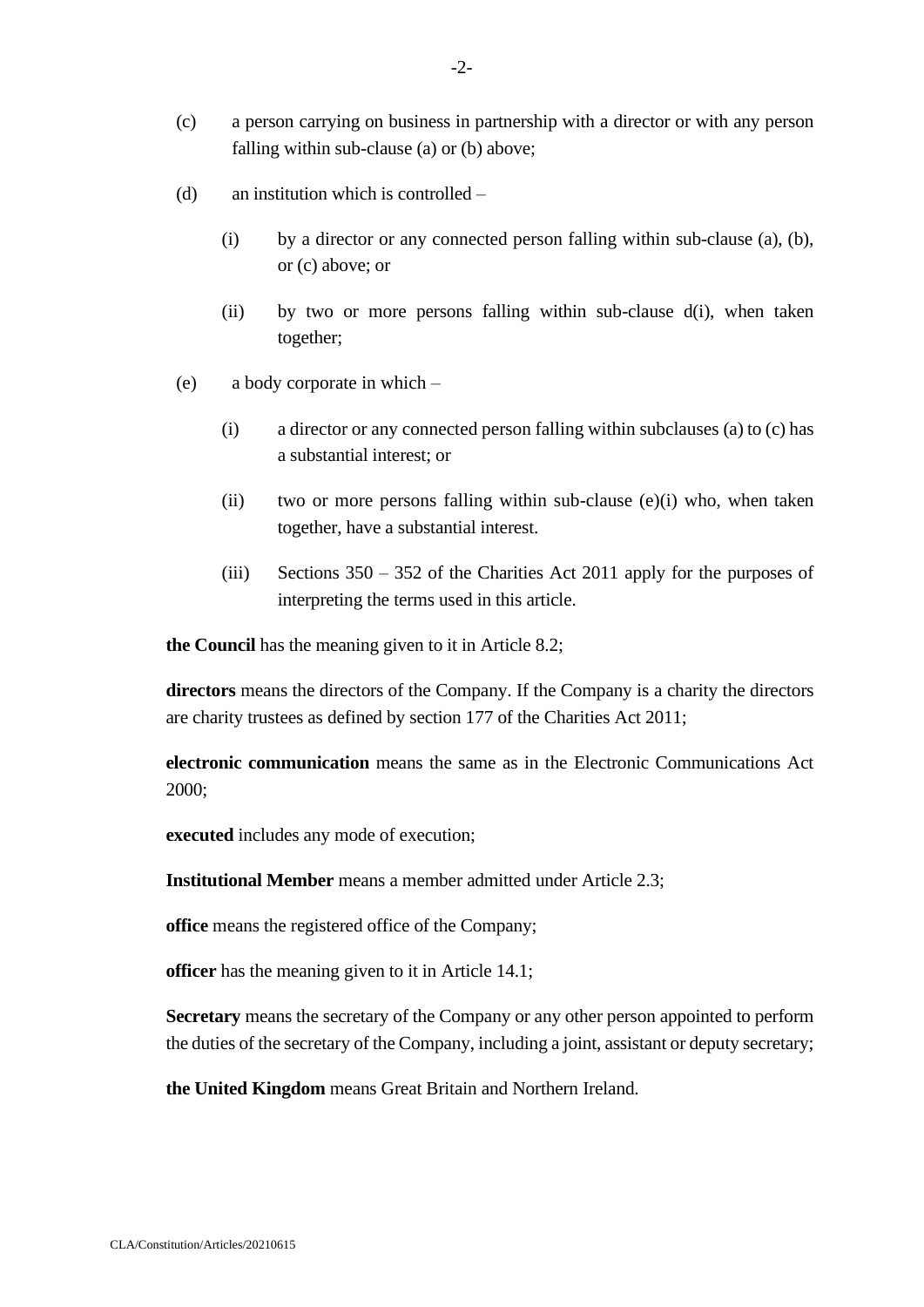(c) a person carrying on business in partnership with a director or with any person falling within sub-clause (a) or (b) above;

(d) an institution which is controlled –

  (i) by a director or any connected person falling within sub-clause (a), (b), or (c) above; or

  (ii) by two or more persons falling within sub-clause d(i), when taken together;

(e) a body corporate in which –

  (i) a director or any connected person falling within subclauses (a) to (c) has a substantial interest; or

  (ii) two or more persons falling within sub-clause (e)(i) who, when taken together, have a substantial interest.

  (iii) Sections 350 – 352 of the Charities Act 2011 apply for the purposes of interpreting the terms used in this article.

**the Council** has the meaning given to it in Article 8.2;

**directors** means the directors of the Company. If the Company is a charity the directors are charity trustees as defined by section 177 of the Charities Act 2011;

**electronic communication** means the same as in the Electronic Communications Act 2000;

**executed** includes any mode of execution;

**Institutional Member** means a member admitted under Article 2.3;

**office** means the registered office of the Company;

**officer** has the meaning given to it in Article 14.1;

**Secretary** means the secretary of the Company or any other person appointed to perform the duties of the secretary of the Company, including a joint, assistant or deputy secretary;

**the United Kingdom** means Great Britain and Northern Ireland.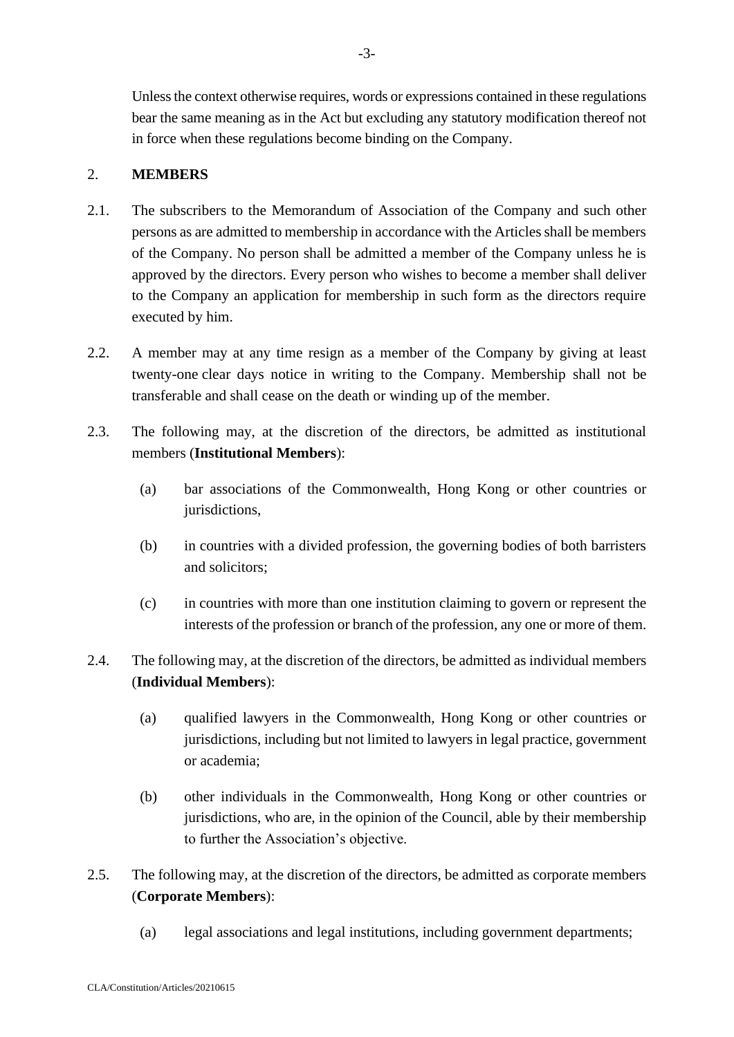Unless the context otherwise requires, words or expressions contained in these regulations bear the same meaning as in the Act but excluding any statutory modification thereof not in force when these regulations become binding on the Company.

## 2. MEMBERS

2.1. The subscribers to the Memorandum of Association of the Company and such other persons as are admitted to membership in accordance with the Articles shall be members of the Company. No person shall be admitted a member of the Company unless he is approved by the directors. Every person who wishes to become a member shall deliver to the Company an application for membership in such form as the directors require executed by him.

2.2. A member may at any time resign as a member of the Company by giving at least twenty-one clear days notice in writing to the Company. Membership shall not be transferable and shall cease on the death or winding up of the member.

2.3. The following may, at the discretion of the directors, be admitted as institutional members (**Institutional Members**):

(a) bar associations of the Commonwealth, Hong Kong or other countries or jurisdictions,

(b) in countries with a divided profession, the governing bodies of both barristers and solicitors;

(c) in countries with more than one institution claiming to govern or represent the interests of the profession or branch of the profession, any one or more of them.

2.4. The following may, at the discretion of the directors, be admitted as individual members (**Individual Members**):

(a) qualified lawyers in the Commonwealth, Hong Kong or other countries or jurisdictions, including but not limited to lawyers in legal practice, government or academia;

(b) other individuals in the Commonwealth, Hong Kong or other countries or jurisdictions, who are, in the opinion of the Council, able by their membership to further the Association's objective.

2.5. The following may, at the discretion of the directors, be admitted as corporate members (**Corporate Members**):

(a) legal associations and legal institutions, including government departments;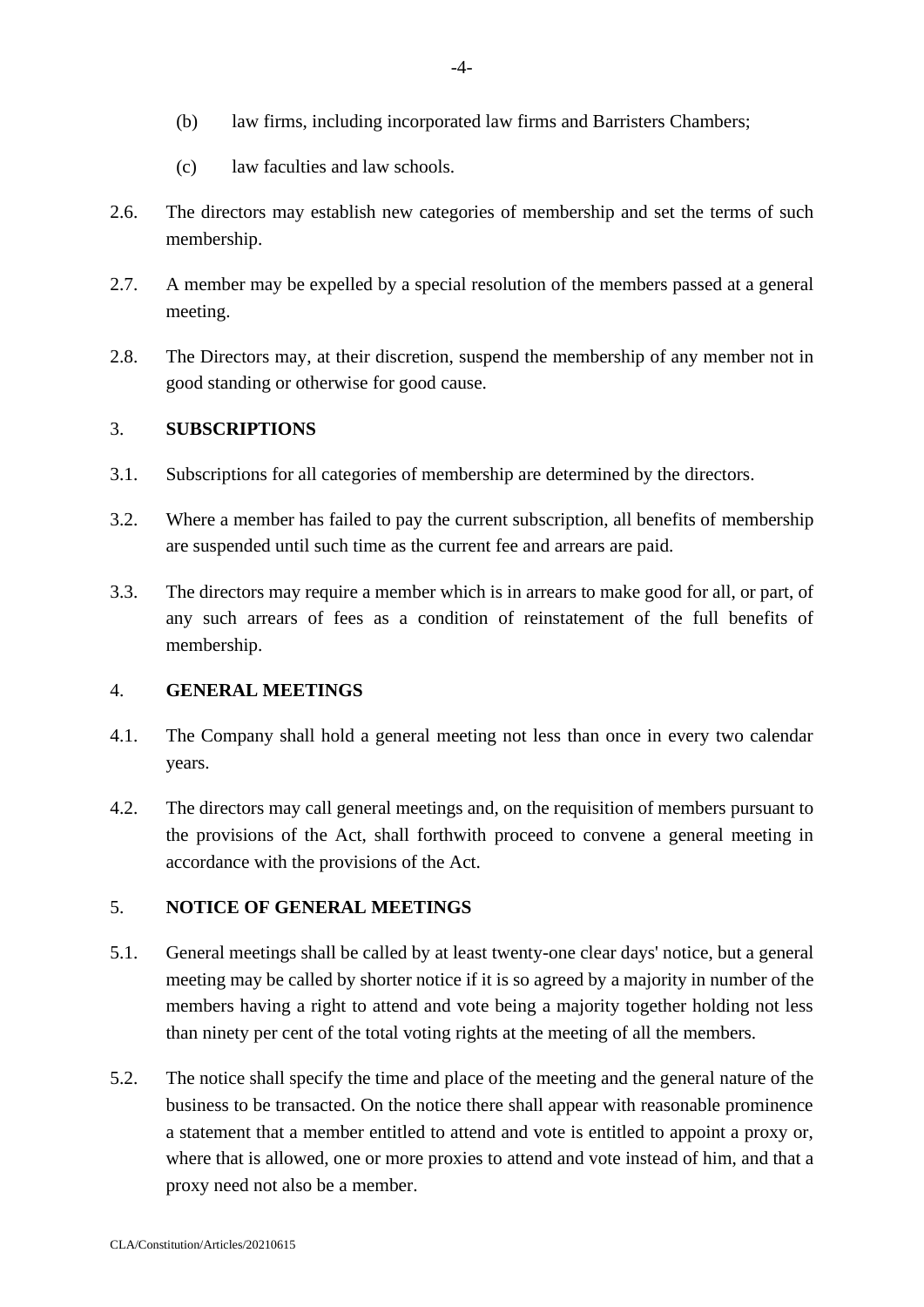(b) law firms, including incorporated law firms and Barristers Chambers;

(c) law faculties and law schools.

2.6. The directors may establish new categories of membership and set the terms of such membership.

2.7. A member may be expelled by a special resolution of the members passed at a general meeting.

2.8. The Directors may, at their discretion, suspend the membership of any member not in good standing or otherwise for good cause.

## 3. SUBSCRIPTIONS

3.1. Subscriptions for all categories of membership are determined by the directors.

3.2. Where a member has failed to pay the current subscription, all benefits of membership are suspended until such time as the current fee and arrears are paid.

3.3. The directors may require a member which is in arrears to make good for all, or part, of any such arrears of fees as a condition of reinstatement of the full benefits of membership.

## 4. GENERAL MEETINGS

4.1. The Company shall hold a general meeting not less than once in every two calendar years.

4.2. The directors may call general meetings and, on the requisition of members pursuant to the provisions of the Act, shall forthwith proceed to convene a general meeting in accordance with the provisions of the Act.

## 5. NOTICE OF GENERAL MEETINGS

5.1. General meetings shall be called by at least twenty-one clear days' notice, but a general meeting may be called by shorter notice if it is so agreed by a majority in number of the members having a right to attend and vote being a majority together holding not less than ninety per cent of the total voting rights at the meeting of all the members.

5.2. The notice shall specify the time and place of the meeting and the general nature of the business to be transacted. On the notice there shall appear with reasonable prominence a statement that a member entitled to attend and vote is entitled to appoint a proxy or, where that is allowed, one or more proxies to attend and vote instead of him, and that a proxy need not also be a member.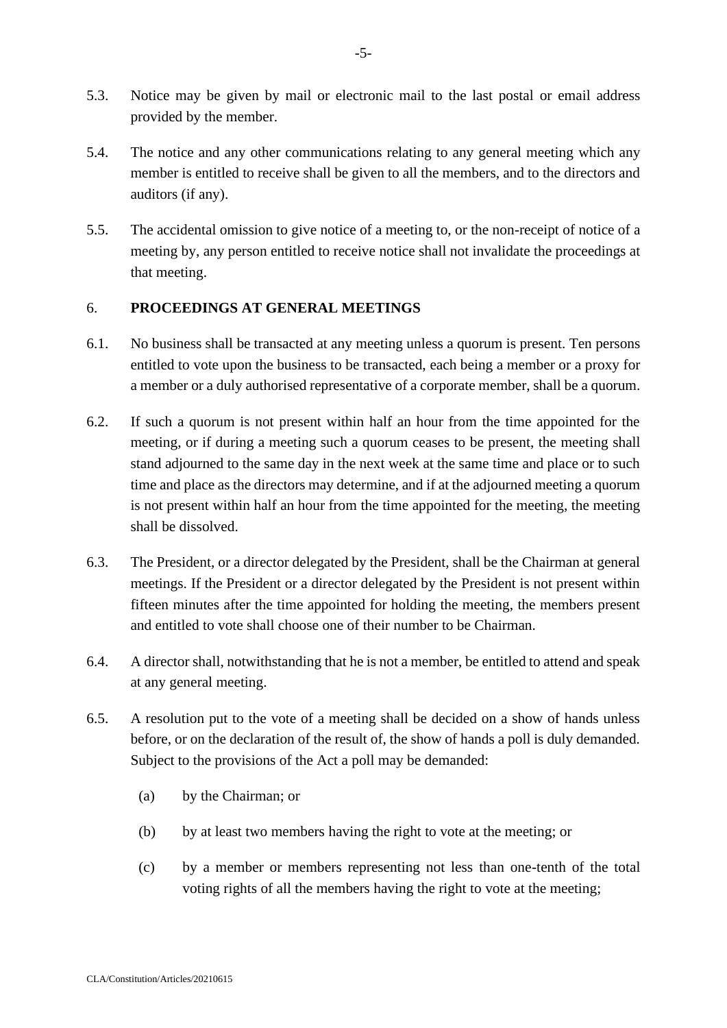5.3. Notice may be given by mail or electronic mail to the last postal or email address provided by the member.

5.4. The notice and any other communications relating to any general meeting which any member is entitled to receive shall be given to all the members, and to the directors and auditors (if any).

5.5. The accidental omission to give notice of a meeting to, or the non-receipt of notice of a meeting by, any person entitled to receive notice shall not invalidate the proceedings at that meeting.

## 6. PROCEEDINGS AT GENERAL MEETINGS

6.1. No business shall be transacted at any meeting unless a quorum is present. Ten persons entitled to vote upon the business to be transacted, each being a member or a proxy for a member or a duly authorised representative of a corporate member, shall be a quorum.

6.2. If such a quorum is not present within half an hour from the time appointed for the meeting, or if during a meeting such a quorum ceases to be present, the meeting shall stand adjourned to the same day in the next week at the same time and place or to such time and place as the directors may determine, and if at the adjourned meeting a quorum is not present within half an hour from the time appointed for the meeting, the meeting shall be dissolved.

6.3. The President, or a director delegated by the President, shall be the Chairman at general meetings. If the President or a director delegated by the President is not present within fifteen minutes after the time appointed for holding the meeting, the members present and entitled to vote shall choose one of their number to be Chairman.

6.4. A director shall, notwithstanding that he is not a member, be entitled to attend and speak at any general meeting.

6.5. A resolution put to the vote of a meeting shall be decided on a show of hands unless before, or on the declaration of the result of, the show of hands a poll is duly demanded. Subject to the provisions of the Act a poll may be demanded:

(a) by the Chairman; or

(b) by at least two members having the right to vote at the meeting; or

(c) by a member or members representing not less than one-tenth of the total voting rights of all the members having the right to vote at the meeting;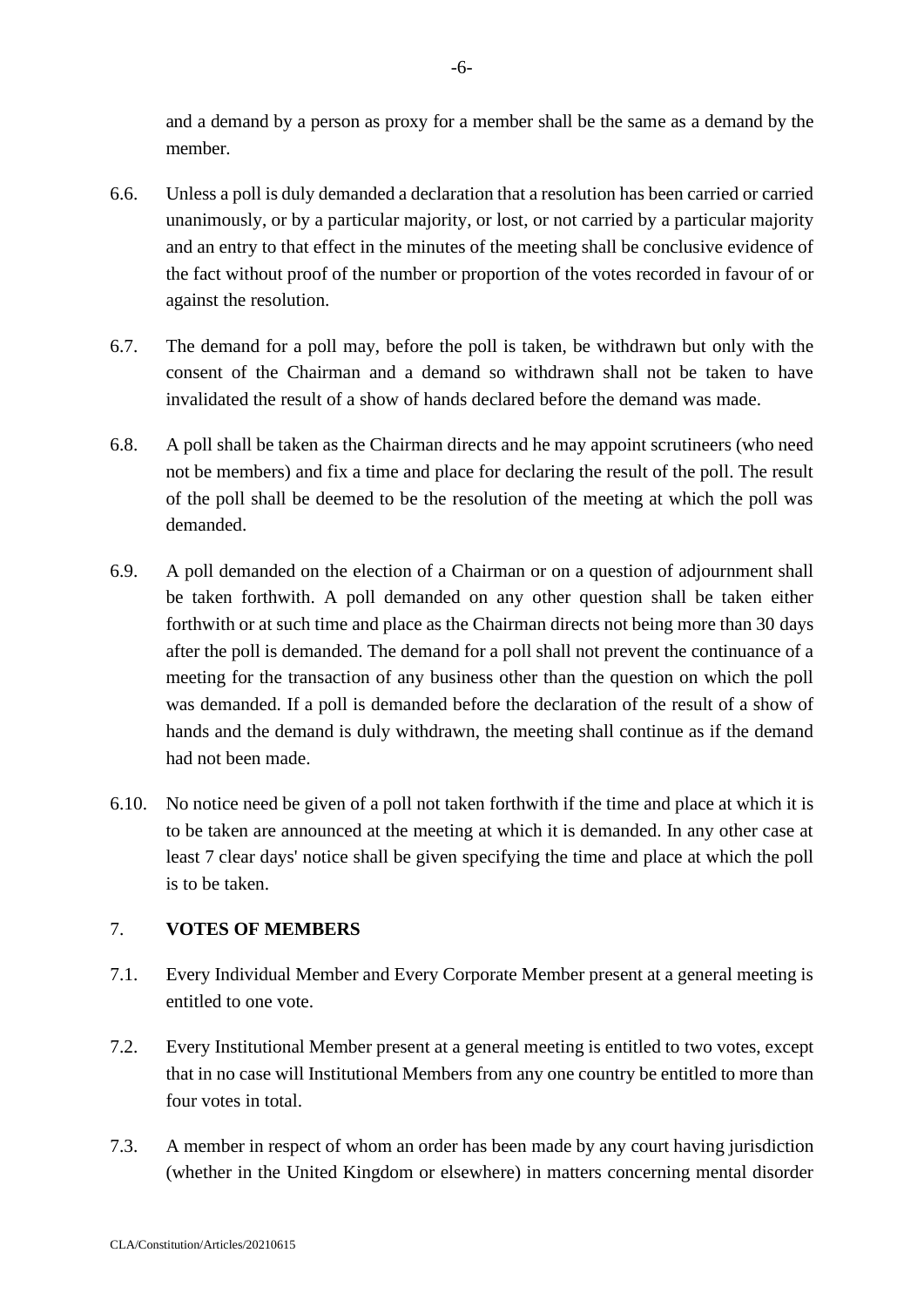and a demand by a person as proxy for a member shall be the same as a demand by the member.

6.6. Unless a poll is duly demanded a declaration that a resolution has been carried or carried unanimously, or by a particular majority, or lost, or not carried by a particular majority and an entry to that effect in the minutes of the meeting shall be conclusive evidence of the fact without proof of the number or proportion of the votes recorded in favour of or against the resolution.

6.7. The demand for a poll may, before the poll is taken, be withdrawn but only with the consent of the Chairman and a demand so withdrawn shall not be taken to have invalidated the result of a show of hands declared before the demand was made.

6.8. A poll shall be taken as the Chairman directs and he may appoint scrutineers (who need not be members) and fix a time and place for declaring the result of the poll. The result of the poll shall be deemed to be the resolution of the meeting at which the poll was demanded.

6.9. A poll demanded on the election of a Chairman or on a question of adjournment shall be taken forthwith. A poll demanded on any other question shall be taken either forthwith or at such time and place as the Chairman directs not being more than 30 days after the poll is demanded. The demand for a poll shall not prevent the continuance of a meeting for the transaction of any business other than the question on which the poll was demanded. If a poll is demanded before the declaration of the result of a show of hands and the demand is duly withdrawn, the meeting shall continue as if the demand had not been made.

6.10. No notice need be given of a poll not taken forthwith if the time and place at which it is to be taken are announced at the meeting at which it is demanded. In any other case at least 7 clear days' notice shall be given specifying the time and place at which the poll is to be taken.

## 7. VOTES OF MEMBERS

7.1. Every Individual Member and Every Corporate Member present at a general meeting is entitled to one vote.

7.2. Every Institutional Member present at a general meeting is entitled to two votes, except that in no case will Institutional Members from any one country be entitled to more than four votes in total.

7.3. A member in respect of whom an order has been made by any court having jurisdiction (whether in the United Kingdom or elsewhere) in matters concerning mental disorder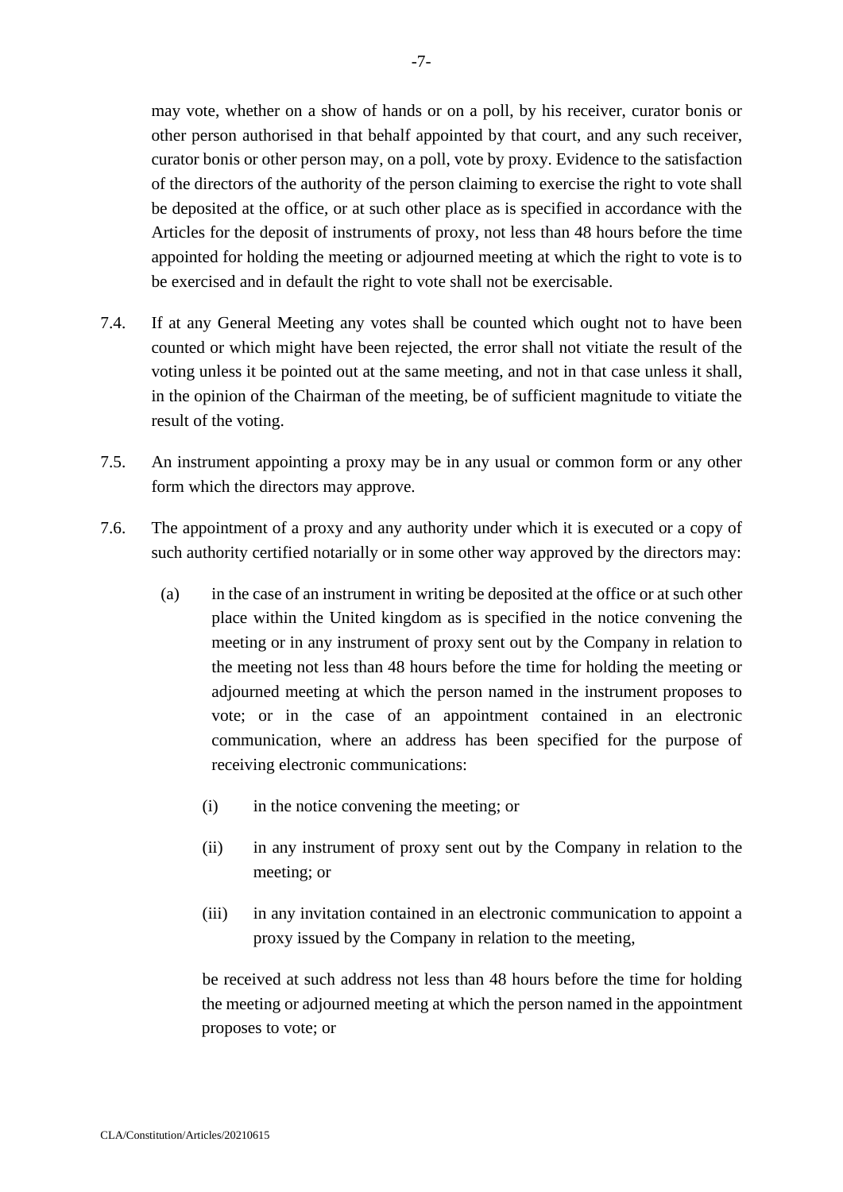may vote, whether on a show of hands or on a poll, by his receiver, curator bonis or other person authorised in that behalf appointed by that court, and any such receiver, curator bonis or other person may, on a poll, vote by proxy. Evidence to the satisfaction of the directors of the authority of the person claiming to exercise the right to vote shall be deposited at the office, or at such other place as is specified in accordance with the Articles for the deposit of instruments of proxy, not less than 48 hours before the time appointed for holding the meeting or adjourned meeting at which the right to vote is to be exercised and in default the right to vote shall not be exercisable.

7.4. If at any General Meeting any votes shall be counted which ought not to have been counted or which might have been rejected, the error shall not vitiate the result of the voting unless it be pointed out at the same meeting, and not in that case unless it shall, in the opinion of the Chairman of the meeting, be of sufficient magnitude to vitiate the result of the voting.

7.5. An instrument appointing a proxy may be in any usual or common form or any other form which the directors may approve.

7.6. The appointment of a proxy and any authority under which it is executed or a copy of such authority certified notarially or in some other way approved by the directors may:

(a) in the case of an instrument in writing be deposited at the office or at such other place within the United kingdom as is specified in the notice convening the meeting or in any instrument of proxy sent out by the Company in relation to the meeting not less than 48 hours before the time for holding the meeting or adjourned meeting at which the person named in the instrument proposes to vote; or in the case of an appointment contained in an electronic communication, where an address has been specified for the purpose of receiving electronic communications:

   (i) in the notice convening the meeting; or

   (ii) in any instrument of proxy sent out by the Company in relation to the meeting; or

   (iii) in any invitation contained in an electronic communication to appoint a proxy issued by the Company in relation to the meeting,

   be received at such address not less than 48 hours before the time for holding the meeting or adjourned meeting at which the person named in the appointment proposes to vote; or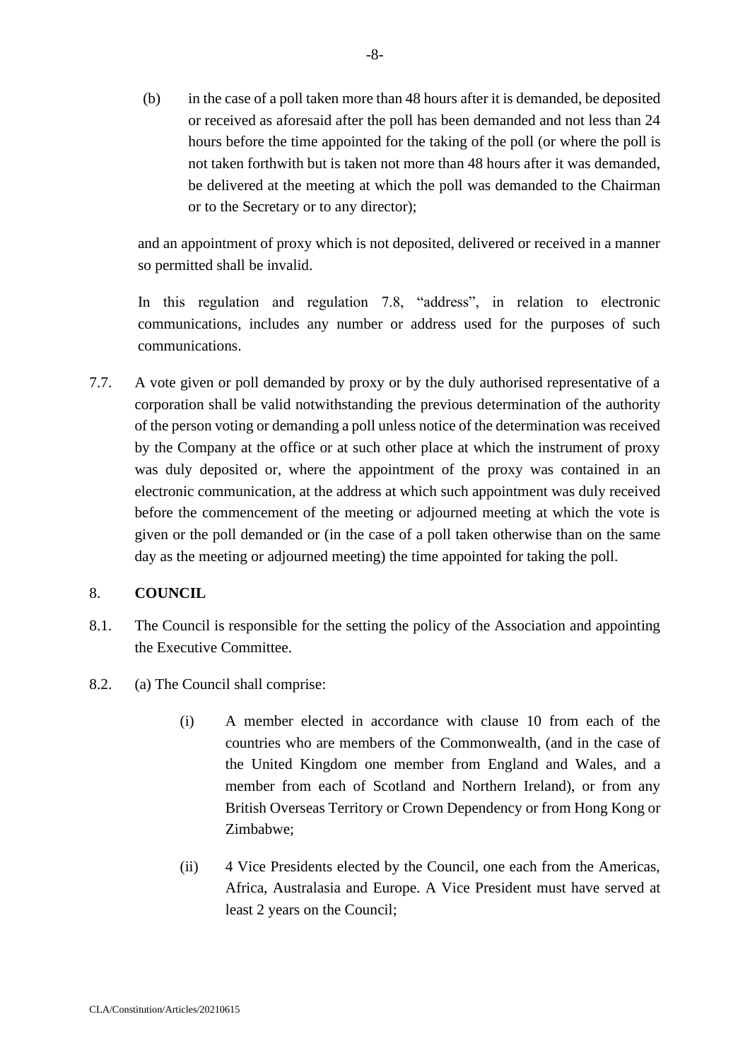(b) in the case of a poll taken more than 48 hours after it is demanded, be deposited or received as aforesaid after the poll has been demanded and not less than 24 hours before the time appointed for the taking of the poll (or where the poll is not taken forthwith but is taken not more than 48 hours after it was demanded, be delivered at the meeting at which the poll was demanded to the Chairman or to the Secretary or to any director);

and an appointment of proxy which is not deposited, delivered or received in a manner so permitted shall be invalid.

In this regulation and regulation 7.8, "address", in relation to electronic communications, includes any number or address used for the purposes of such communications.

7.7. A vote given or poll demanded by proxy or by the duly authorised representative of a corporation shall be valid notwithstanding the previous determination of the authority of the person voting or demanding a poll unless notice of the determination was received by the Company at the office or at such other place at which the instrument of proxy was duly deposited or, where the appointment of the proxy was contained in an electronic communication, at the address at which such appointment was duly received before the commencement of the meeting or adjourned meeting at which the vote is given or the poll demanded or (in the case of a poll taken otherwise than on the same day as the meeting or adjourned meeting) the time appointed for taking the poll.

## 8. COUNCIL

8.1. The Council is responsible for the setting the policy of the Association and appointing the Executive Committee.

8.2. (a) The Council shall comprise:

(i) A member elected in accordance with clause 10 from each of the countries who are members of the Commonwealth, (and in the case of the United Kingdom one member from England and Wales, and a member from each of Scotland and Northern Ireland), or from any British Overseas Territory or Crown Dependency or from Hong Kong or Zimbabwe;

(ii) 4 Vice Presidents elected by the Council, one each from the Americas, Africa, Australasia and Europe. A Vice President must have served at least 2 years on the Council;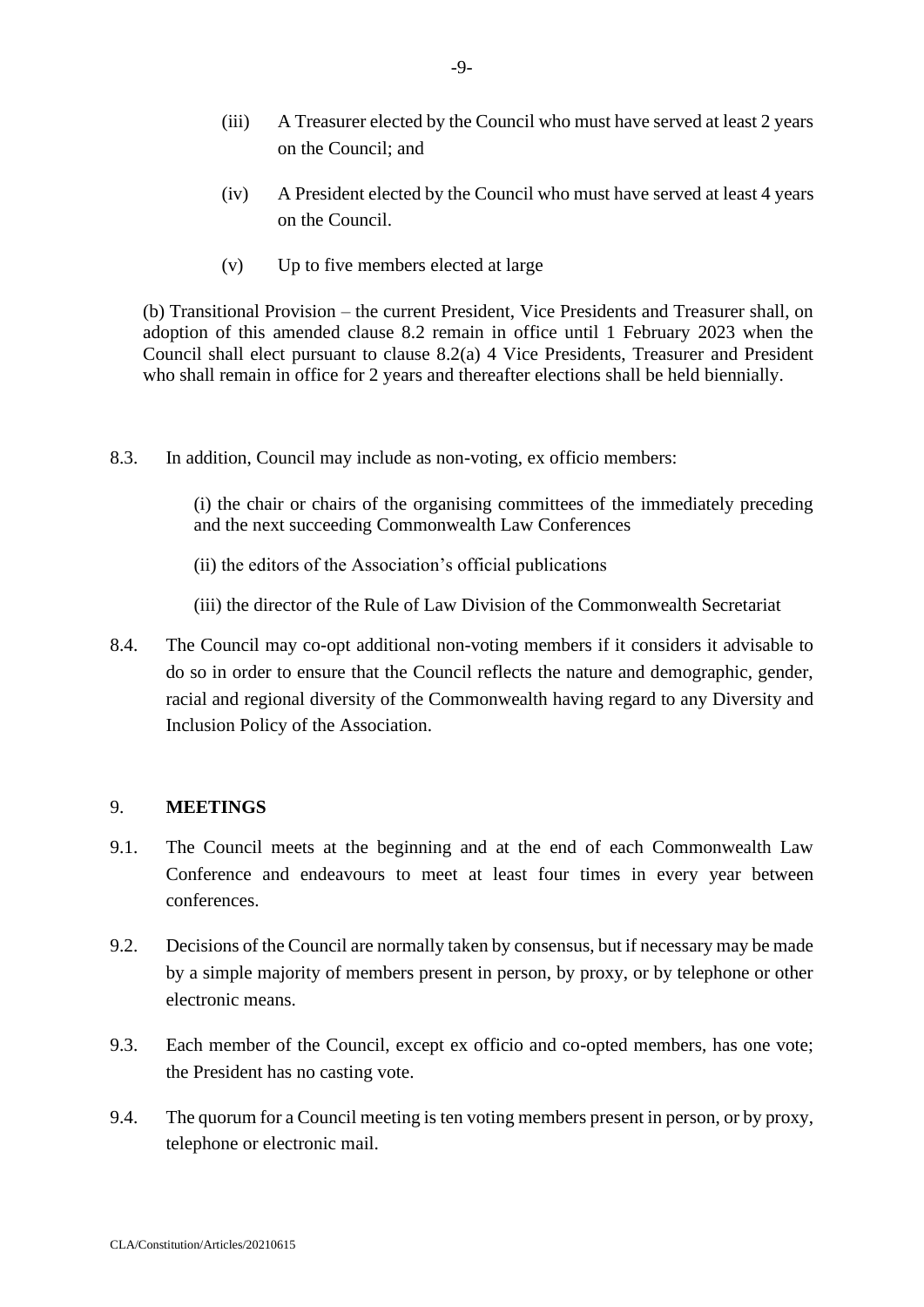(iii) A Treasurer elected by the Council who must have served at least 2 years on the Council; and

(iv) A President elected by the Council who must have served at least 4 years on the Council.

(v) Up to five members elected at large

(b) Transitional Provision – the current President, Vice Presidents and Treasurer shall, on adoption of this amended clause 8.2 remain in office until 1 February 2023 when the Council shall elect pursuant to clause 8.2(a) 4 Vice Presidents, Treasurer and President who shall remain in office for 2 years and thereafter elections shall be held biennially.

8.3. In addition, Council may include as non-voting, ex officio members:

(i) the chair or chairs of the organising committees of the immediately preceding and the next succeeding Commonwealth Law Conferences

(ii) the editors of the Association's official publications

(iii) the director of the Rule of Law Division of the Commonwealth Secretariat

8.4. The Council may co-opt additional non-voting members if it considers it advisable to do so in order to ensure that the Council reflects the nature and demographic, gender, racial and regional diversity of the Commonwealth having regard to any Diversity and Inclusion Policy of the Association.

## 9. MEETINGS

9.1. The Council meets at the beginning and at the end of each Commonwealth Law Conference and endeavours to meet at least four times in every year between conferences.

9.2. Decisions of the Council are normally taken by consensus, but if necessary may be made by a simple majority of members present in person, by proxy, or by telephone or other electronic means.

9.3. Each member of the Council, except ex officio and co-opted members, has one vote; the President has no casting vote.

9.4. The quorum for a Council meeting is ten voting members present in person, or by proxy, telephone or electronic mail.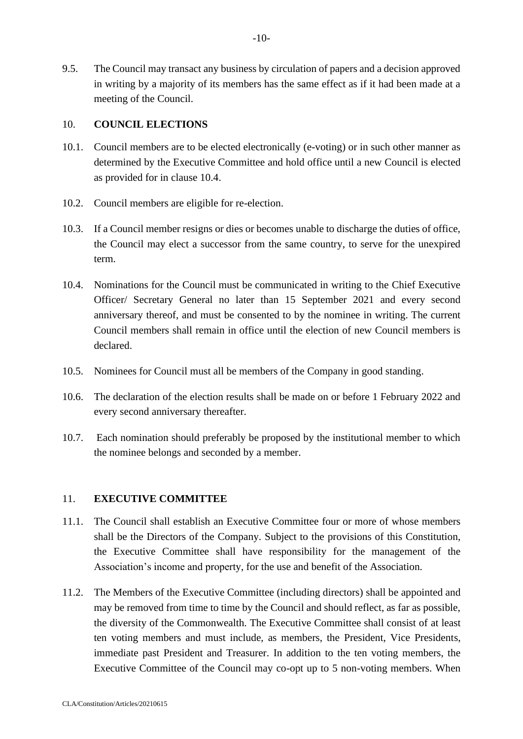9.5. The Council may transact any business by circulation of papers and a decision approved in writing by a majority of its members has the same effect as if it had been made at a meeting of the Council.

## 10. COUNCIL ELECTIONS

10.1. Council members are to be elected electronically (e-voting) or in such other manner as determined by the Executive Committee and hold office until a new Council is elected as provided for in clause 10.4.

10.2. Council members are eligible for re-election.

10.3. If a Council member resigns or dies or becomes unable to discharge the duties of office, the Council may elect a successor from the same country, to serve for the unexpired term.

10.4. Nominations for the Council must be communicated in writing to the Chief Executive Officer/ Secretary General no later than 15 September 2021 and every second anniversary thereof, and must be consented to by the nominee in writing. The current Council members shall remain in office until the election of new Council members is declared.

10.5. Nominees for Council must all be members of the Company in good standing.

10.6. The declaration of the election results shall be made on or before 1 February 2022 and every second anniversary thereafter.

10.7. Each nomination should preferably be proposed by the institutional member to which the nominee belongs and seconded by a member.

## 11. EXECUTIVE COMMITTEE

11.1. The Council shall establish an Executive Committee four or more of whose members shall be the Directors of the Company. Subject to the provisions of this Constitution, the Executive Committee shall have responsibility for the management of the Association's income and property, for the use and benefit of the Association.

11.2. The Members of the Executive Committee (including directors) shall be appointed and may be removed from time to time by the Council and should reflect, as far as possible, the diversity of the Commonwealth. The Executive Committee shall consist of at least ten voting members and must include, as members, the President, Vice Presidents, immediate past President and Treasurer. In addition to the ten voting members, the Executive Committee of the Council may co-opt up to 5 non-voting members. When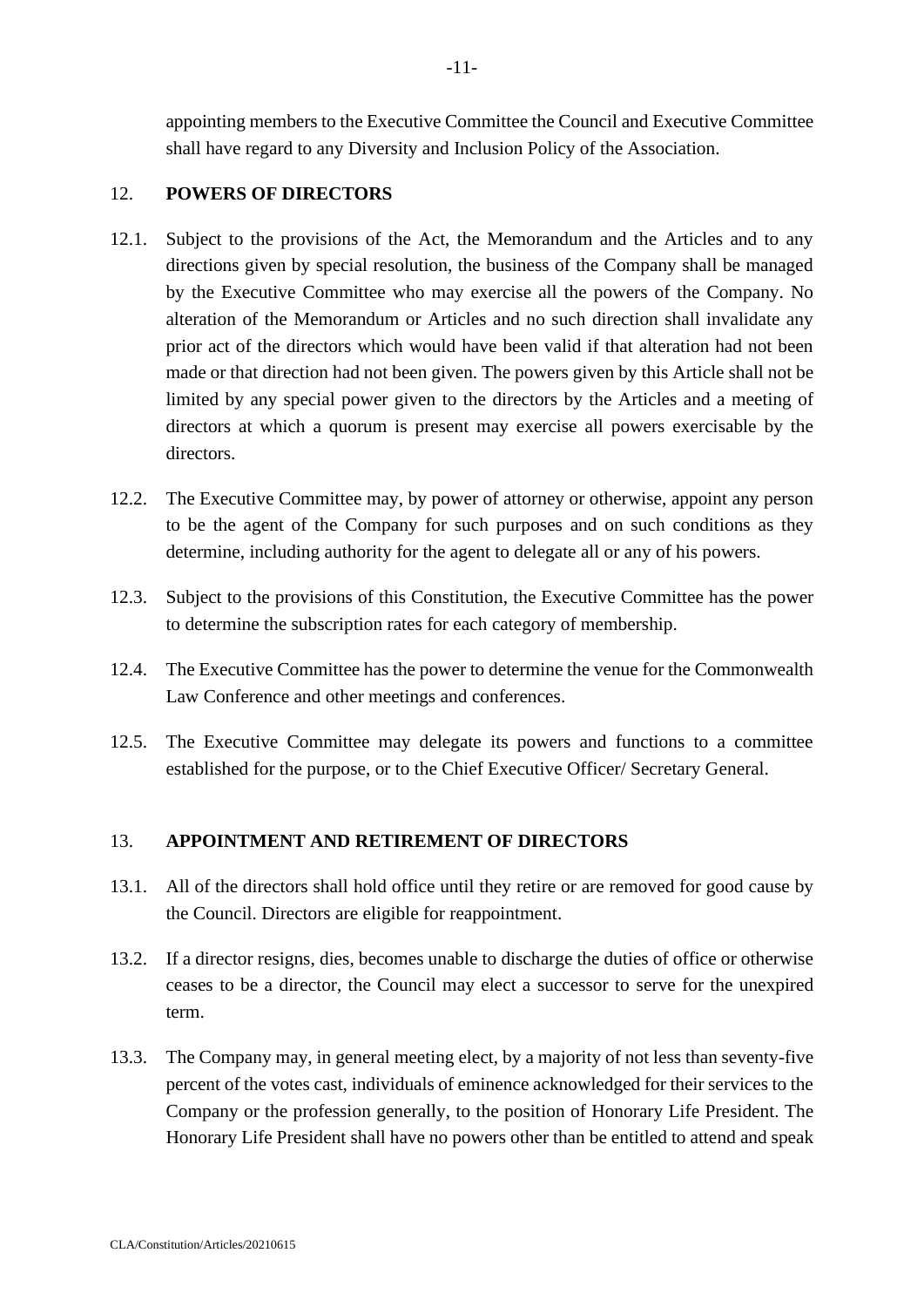appointing members to the Executive Committee the Council and Executive Committee shall have regard to any Diversity and Inclusion Policy of the Association.

## 12. POWERS OF DIRECTORS

12.1. Subject to the provisions of the Act, the Memorandum and the Articles and to any directions given by special resolution, the business of the Company shall be managed by the Executive Committee who may exercise all the powers of the Company. No alteration of the Memorandum or Articles and no such direction shall invalidate any prior act of the directors which would have been valid if that alteration had not been made or that direction had not been given. The powers given by this Article shall not be limited by any special power given to the directors by the Articles and a meeting of directors at which a quorum is present may exercise all powers exercisable by the directors.

12.2. The Executive Committee may, by power of attorney or otherwise, appoint any person to be the agent of the Company for such purposes and on such conditions as they determine, including authority for the agent to delegate all or any of his powers.

12.3. Subject to the provisions of this Constitution, the Executive Committee has the power to determine the subscription rates for each category of membership.

12.4. The Executive Committee has the power to determine the venue for the Commonwealth Law Conference and other meetings and conferences.

12.5. The Executive Committee may delegate its powers and functions to a committee established for the purpose, or to the Chief Executive Officer/ Secretary General.

## 13. APPOINTMENT AND RETIREMENT OF DIRECTORS

13.1. All of the directors shall hold office until they retire or are removed for good cause by the Council. Directors are eligible for reappointment.

13.2. If a director resigns, dies, becomes unable to discharge the duties of office or otherwise ceases to be a director, the Council may elect a successor to serve for the unexpired term.

13.3. The Company may, in general meeting elect, by a majority of not less than seventy-five percent of the votes cast, individuals of eminence acknowledged for their services to the Company or the profession generally, to the position of Honorary Life President. The Honorary Life President shall have no powers other than be entitled to attend and speak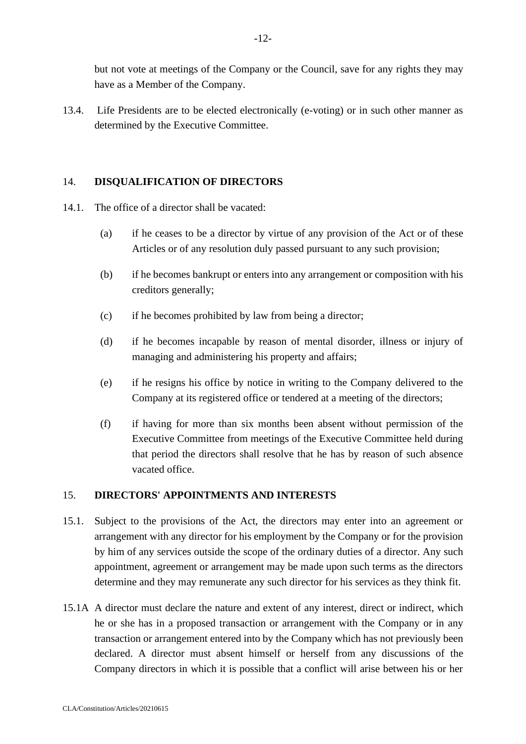but not vote at meetings of the Company or the Council, save for any rights they may have as a Member of the Company.

13.4. Life Presidents are to be elected electronically (e-voting) or in such other manner as determined by the Executive Committee.

## 14. DISQUALIFICATION OF DIRECTORS

14.1. The office of a director shall be vacated:

(a) if he ceases to be a director by virtue of any provision of the Act or of these Articles or of any resolution duly passed pursuant to any such provision;

(b) if he becomes bankrupt or enters into any arrangement or composition with his creditors generally;

(c) if he becomes prohibited by law from being a director;

(d) if he becomes incapable by reason of mental disorder, illness or injury of managing and administering his property and affairs;

(e) if he resigns his office by notice in writing to the Company delivered to the Company at its registered office or tendered at a meeting of the directors;

(f) if having for more than six months been absent without permission of the Executive Committee from meetings of the Executive Committee held during that period the directors shall resolve that he has by reason of such absence vacated office.

## 15. DIRECTORS' APPOINTMENTS AND INTERESTS

15.1. Subject to the provisions of the Act, the directors may enter into an agreement or arrangement with any director for his employment by the Company or for the provision by him of any services outside the scope of the ordinary duties of a director. Any such appointment, agreement or arrangement may be made upon such terms as the directors determine and they may remunerate any such director for his services as they think fit.

15.1A A director must declare the nature and extent of any interest, direct or indirect, which he or she has in a proposed transaction or arrangement with the Company or in any transaction or arrangement entered into by the Company which has not previously been declared. A director must absent himself or herself from any discussions of the Company directors in which it is possible that a conflict will arise between his or her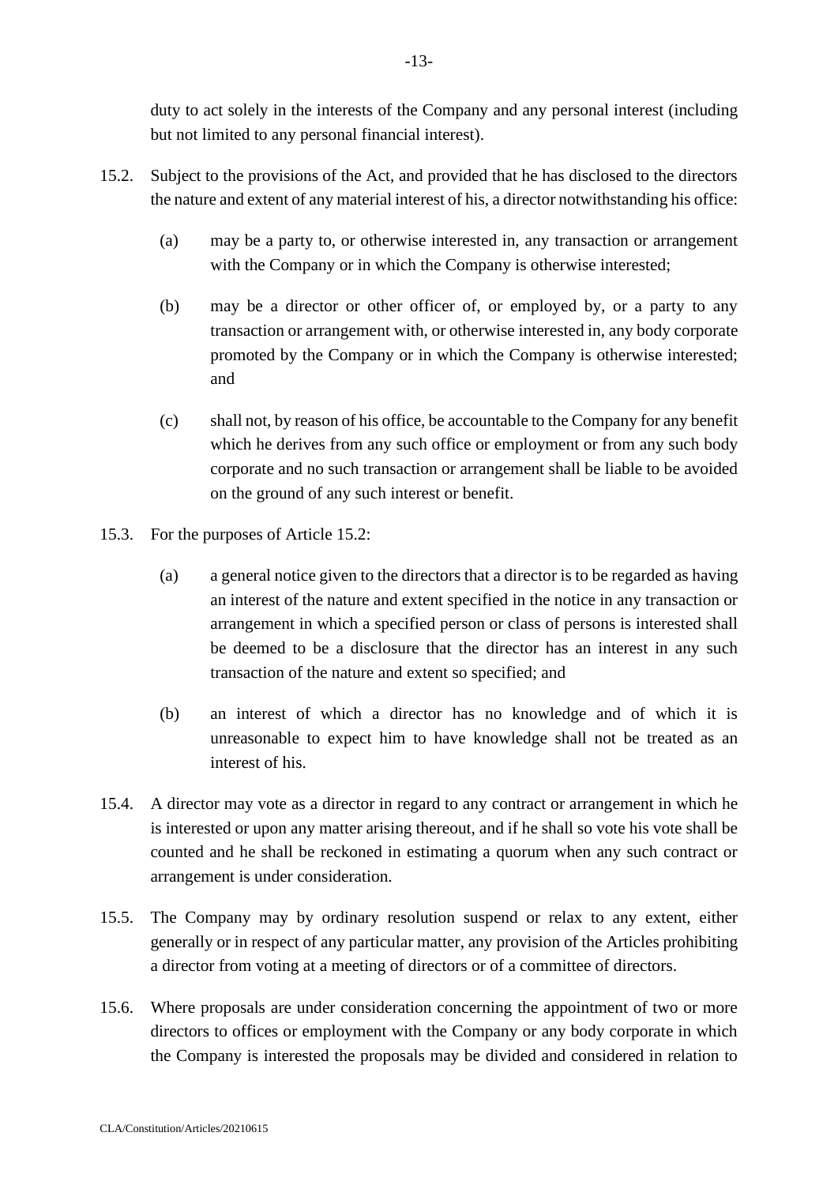duty to act solely in the interests of the Company and any personal interest (including but not limited to any personal financial interest).

15.2. Subject to the provisions of the Act, and provided that he has disclosed to the directors the nature and extent of any material interest of his, a director notwithstanding his office:

(a) may be a party to, or otherwise interested in, any transaction or arrangement with the Company or in which the Company is otherwise interested;

(b) may be a director or other officer of, or employed by, or a party to any transaction or arrangement with, or otherwise interested in, any body corporate promoted by the Company or in which the Company is otherwise interested; and

(c) shall not, by reason of his office, be accountable to the Company for any benefit which he derives from any such office or employment or from any such body corporate and no such transaction or arrangement shall be liable to be avoided on the ground of any such interest or benefit.

15.3. For the purposes of Article 15.2:

(a) a general notice given to the directors that a director is to be regarded as having an interest of the nature and extent specified in the notice in any transaction or arrangement in which a specified person or class of persons is interested shall be deemed to be a disclosure that the director has an interest in any such transaction of the nature and extent so specified; and

(b) an interest of which a director has no knowledge and of which it is unreasonable to expect him to have knowledge shall not be treated as an interest of his.

15.4. A director may vote as a director in regard to any contract or arrangement in which he is interested or upon any matter arising thereout, and if he shall so vote his vote shall be counted and he shall be reckoned in estimating a quorum when any such contract or arrangement is under consideration.

15.5. The Company may by ordinary resolution suspend or relax to any extent, either generally or in respect of any particular matter, any provision of the Articles prohibiting a director from voting at a meeting of directors or of a committee of directors.

15.6. Where proposals are under consideration concerning the appointment of two or more directors to offices or employment with the Company or any body corporate in which the Company is interested the proposals may be divided and considered in relation to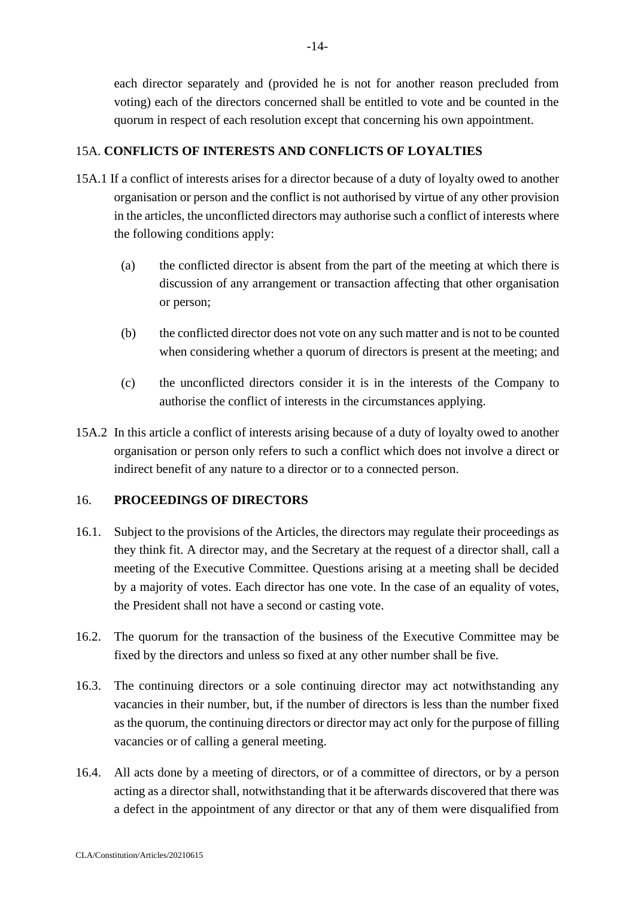each director separately and (provided he is not for another reason precluded from voting) each of the directors concerned shall be entitled to vote and be counted in the quorum in respect of each resolution except that concerning his own appointment.

## 15A. CONFLICTS OF INTERESTS AND CONFLICTS OF LOYALTIES

15A.1 If a conflict of interests arises for a director because of a duty of loyalty owed to another organisation or person and the conflict is not authorised by virtue of any other provision in the articles, the unconflicted directors may authorise such a conflict of interests where the following conditions apply:

(a) the conflicted director is absent from the part of the meeting at which there is discussion of any arrangement or transaction affecting that other organisation or person;

(b) the conflicted director does not vote on any such matter and is not to be counted when considering whether a quorum of directors is present at the meeting; and

(c) the unconflicted directors consider it is in the interests of the Company to authorise the conflict of interests in the circumstances applying.

15A.2 In this article a conflict of interests arising because of a duty of loyalty owed to another organisation or person only refers to such a conflict which does not involve a direct or indirect benefit of any nature to a director or to a connected person.

## 16. PROCEEDINGS OF DIRECTORS

16.1. Subject to the provisions of the Articles, the directors may regulate their proceedings as they think fit. A director may, and the Secretary at the request of a director shall, call a meeting of the Executive Committee. Questions arising at a meeting shall be decided by a majority of votes. Each director has one vote. In the case of an equality of votes, the President shall not have a second or casting vote.

16.2. The quorum for the transaction of the business of the Executive Committee may be fixed by the directors and unless so fixed at any other number shall be five.

16.3. The continuing directors or a sole continuing director may act notwithstanding any vacancies in their number, but, if the number of directors is less than the number fixed as the quorum, the continuing directors or director may act only for the purpose of filling vacancies or of calling a general meeting.

16.4. All acts done by a meeting of directors, or of a committee of directors, or by a person acting as a director shall, notwithstanding that it be afterwards discovered that there was a defect in the appointment of any director or that any of them were disqualified from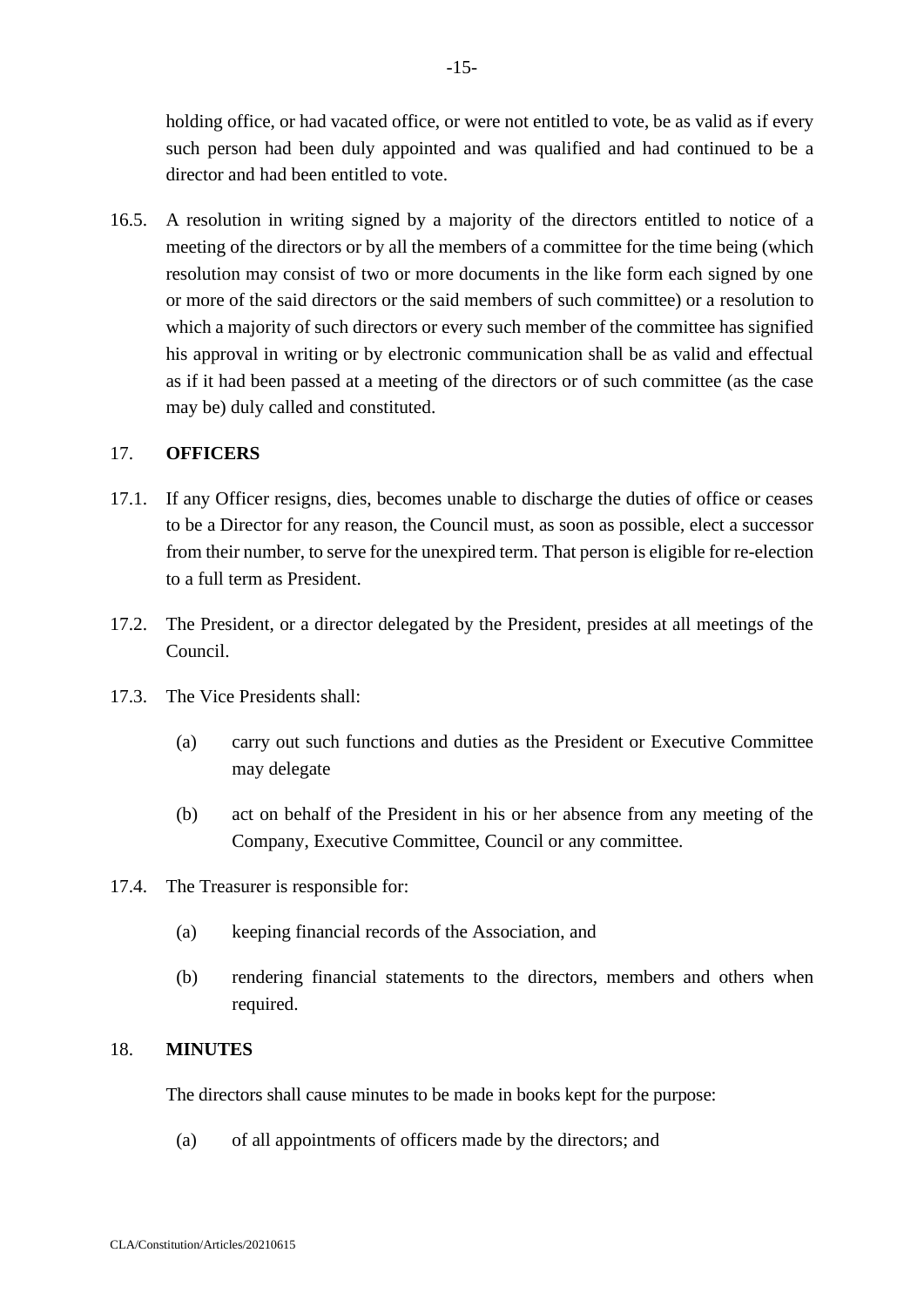holding office, or had vacated office, or were not entitled to vote, be as valid as if every such person had been duly appointed and was qualified and had continued to be a director and had been entitled to vote.

16.5. A resolution in writing signed by a majority of the directors entitled to notice of a meeting of the directors or by all the members of a committee for the time being (which resolution may consist of two or more documents in the like form each signed by one or more of the said directors or the said members of such committee) or a resolution to which a majority of such directors or every such member of the committee has signified his approval in writing or by electronic communication shall be as valid and effectual as if it had been passed at a meeting of the directors or of such committee (as the case may be) duly called and constituted.

## 17. **OFFICERS**

17.1. If any Officer resigns, dies, becomes unable to discharge the duties of office or ceases to be a Director for any reason, the Council must, as soon as possible, elect a successor from their number, to serve for the unexpired term. That person is eligible for re-election to a full term as President.

17.2. The President, or a director delegated by the President, presides at all meetings of the Council.

17.3. The Vice Presidents shall:

(a) carry out such functions and duties as the President or Executive Committee may delegate

(b) act on behalf of the President in his or her absence from any meeting of the Company, Executive Committee, Council or any committee.

17.4. The Treasurer is responsible for:

(a) keeping financial records of the Association, and

(b) rendering financial statements to the directors, members and others when required.

## 18. **MINUTES**

The directors shall cause minutes to be made in books kept for the purpose:

(a) of all appointments of officers made by the directors; and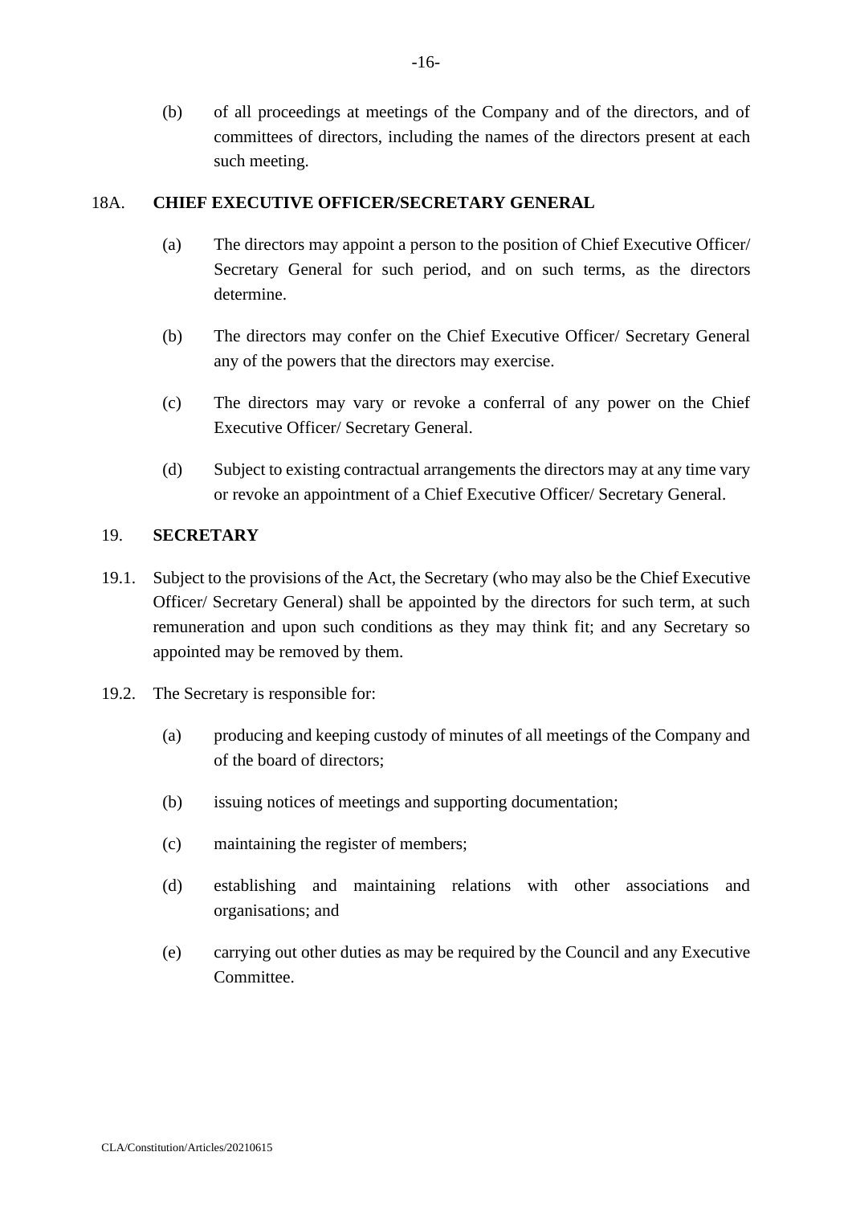(b) of all proceedings at meetings of the Company and of the directors, and of committees of directors, including the names of the directors present at each such meeting.

## 18A. CHIEF EXECUTIVE OFFICER/SECRETARY GENERAL

(a) The directors may appoint a person to the position of Chief Executive Officer/ Secretary General for such period, and on such terms, as the directors determine.

(b) The directors may confer on the Chief Executive Officer/ Secretary General any of the powers that the directors may exercise.

(c) The directors may vary or revoke a conferral of any power on the Chief Executive Officer/ Secretary General.

(d) Subject to existing contractual arrangements the directors may at any time vary or revoke an appointment of a Chief Executive Officer/ Secretary General.

## 19. SECRETARY

19.1. Subject to the provisions of the Act, the Secretary (who may also be the Chief Executive Officer/ Secretary General) shall be appointed by the directors for such term, at such remuneration and upon such conditions as they may think fit; and any Secretary so appointed may be removed by them.

19.2. The Secretary is responsible for:

(a) producing and keeping custody of minutes of all meetings of the Company and of the board of directors;

(b) issuing notices of meetings and supporting documentation;

(c) maintaining the register of members;

(d) establishing and maintaining relations with other associations and organisations; and

(e) carrying out other duties as may be required by the Council and any Executive Committee.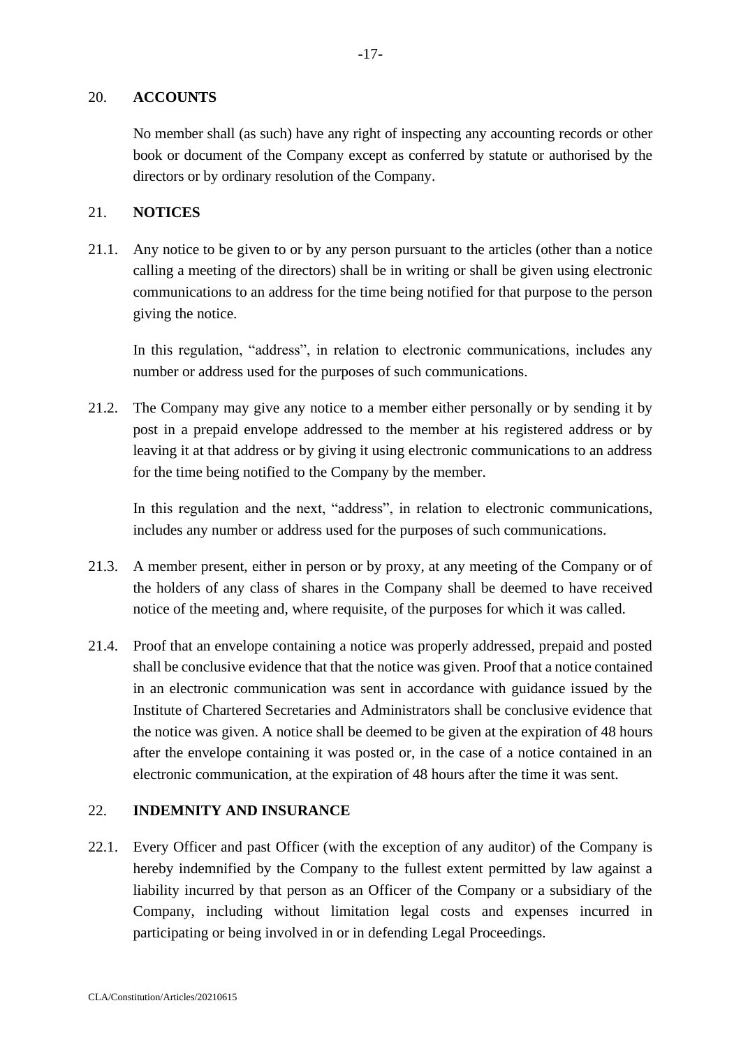## 20. ACCOUNTS

No member shall (as such) have any right of inspecting any accounting records or other book or document of the Company except as conferred by statute or authorised by the directors or by ordinary resolution of the Company.

## 21. NOTICES

21.1. Any notice to be given to or by any person pursuant to the articles (other than a notice calling a meeting of the directors) shall be in writing or shall be given using electronic communications to an address for the time being notified for that purpose to the person giving the notice.

In this regulation, "address", in relation to electronic communications, includes any number or address used for the purposes of such communications.

21.2. The Company may give any notice to a member either personally or by sending it by post in a prepaid envelope addressed to the member at his registered address or by leaving it at that address or by giving it using electronic communications to an address for the time being notified to the Company by the member.

In this regulation and the next, "address", in relation to electronic communications, includes any number or address used for the purposes of such communications.

21.3. A member present, either in person or by proxy, at any meeting of the Company or of the holders of any class of shares in the Company shall be deemed to have received notice of the meeting and, where requisite, of the purposes for which it was called.

21.4. Proof that an envelope containing a notice was properly addressed, prepaid and posted shall be conclusive evidence that that the notice was given. Proof that a notice contained in an electronic communication was sent in accordance with guidance issued by the Institute of Chartered Secretaries and Administrators shall be conclusive evidence that the notice was given. A notice shall be deemed to be given at the expiration of 48 hours after the envelope containing it was posted or, in the case of a notice contained in an electronic communication, at the expiration of 48 hours after the time it was sent.

## 22. INDEMNITY AND INSURANCE

22.1. Every Officer and past Officer (with the exception of any auditor) of the Company is hereby indemnified by the Company to the fullest extent permitted by law against a liability incurred by that person as an Officer of the Company or a subsidiary of the Company, including without limitation legal costs and expenses incurred in participating or being involved in or in defending Legal Proceedings.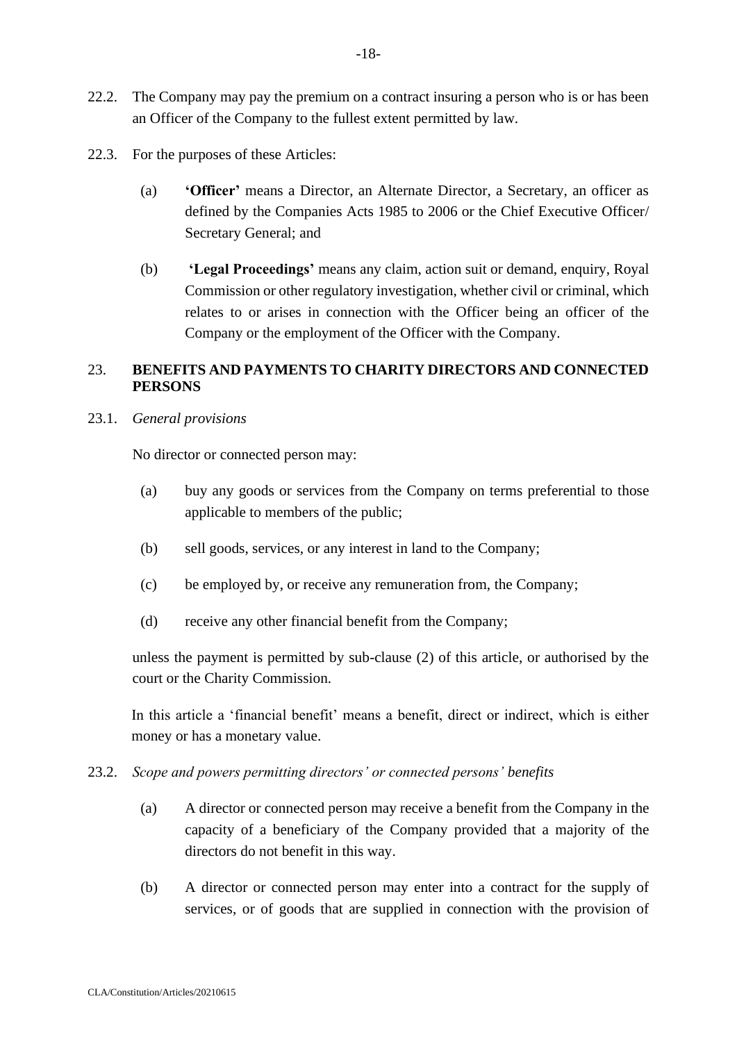22.2. The Company may pay the premium on a contract insuring a person who is or has been an Officer of the Company to the fullest extent permitted by law.

22.3. For the purposes of these Articles:

(a) **'Officer'** means a Director, an Alternate Director, a Secretary, an officer as defined by the Companies Acts 1985 to 2006 or the Chief Executive Officer/ Secretary General; and

(b) **'Legal Proceedings'** means any claim, action suit or demand, enquiry, Royal Commission or other regulatory investigation, whether civil or criminal, which relates to or arises in connection with the Officer being an officer of the Company or the employment of the Officer with the Company.

## 23. BENEFITS AND PAYMENTS TO CHARITY DIRECTORS AND CONNECTED PERSONS

23.1. *General provisions*

No director or connected person may:

(a) buy any goods or services from the Company on terms preferential to those applicable to members of the public;

(b) sell goods, services, or any interest in land to the Company;

(c) be employed by, or receive any remuneration from, the Company;

(d) receive any other financial benefit from the Company;

unless the payment is permitted by sub-clause (2) of this article, or authorised by the court or the Charity Commission.

In this article a 'financial benefit' means a benefit, direct or indirect, which is either money or has a monetary value.

23.2. *Scope and powers permitting directors' or connected persons' benefits*

(a) A director or connected person may receive a benefit from the Company in the capacity of a beneficiary of the Company provided that a majority of the directors do not benefit in this way.

(b) A director or connected person may enter into a contract for the supply of services, or of goods that are supplied in connection with the provision of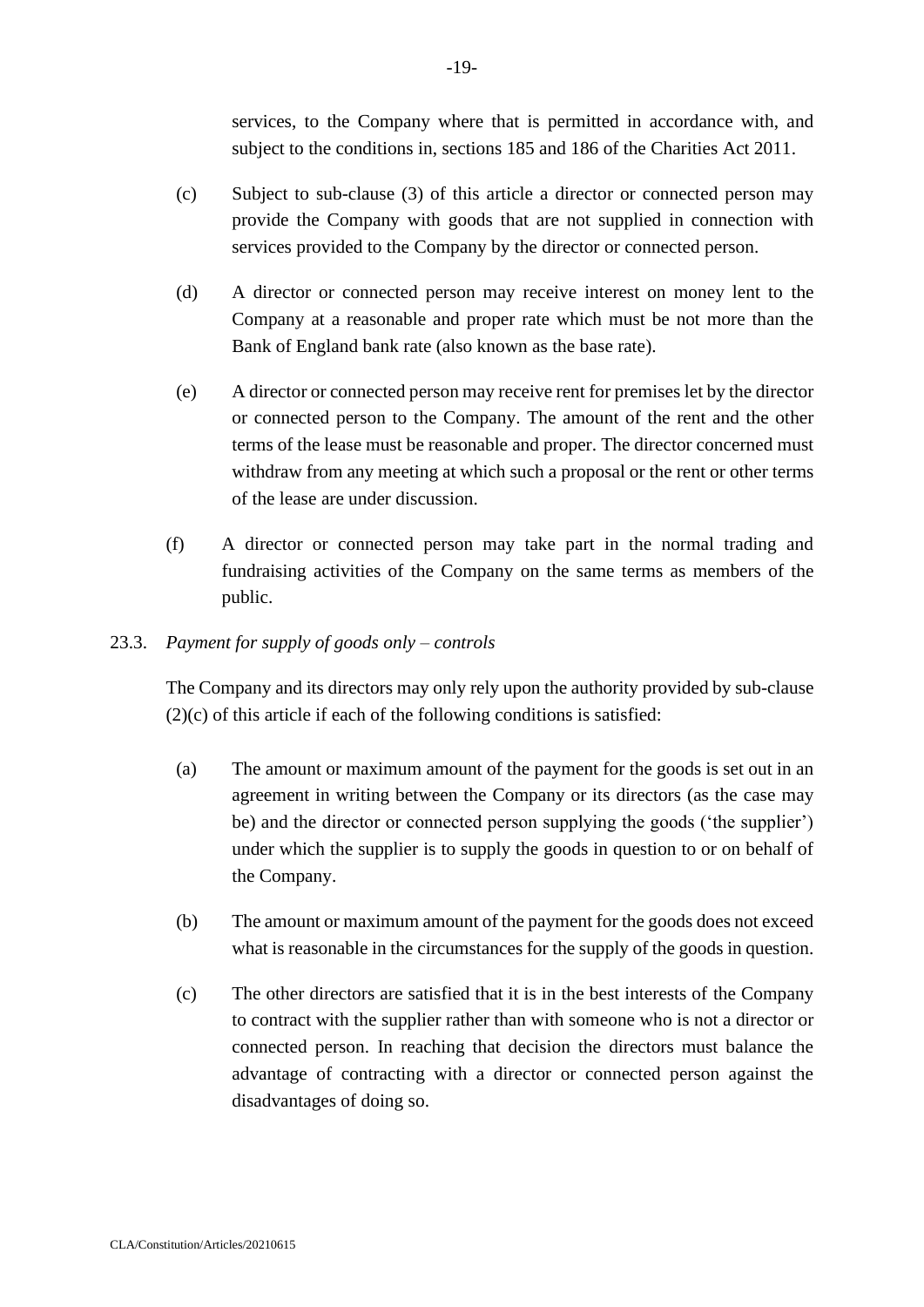services, to the Company where that is permitted in accordance with, and subject to the conditions in, sections 185 and 186 of the Charities Act 2011.

(c) Subject to sub-clause (3) of this article a director or connected person may provide the Company with goods that are not supplied in connection with services provided to the Company by the director or connected person.

(d) A director or connected person may receive interest on money lent to the Company at a reasonable and proper rate which must be not more than the Bank of England bank rate (also known as the base rate).

(e) A director or connected person may receive rent for premises let by the director or connected person to the Company. The amount of the rent and the other terms of the lease must be reasonable and proper. The director concerned must withdraw from any meeting at which such a proposal or the rent or other terms of the lease are under discussion.

(f) A director or connected person may take part in the normal trading and fundraising activities of the Company on the same terms as members of the public.

23.3. *Payment for supply of goods only – controls*

The Company and its directors may only rely upon the authority provided by sub-clause (2)(c) of this article if each of the following conditions is satisfied:

(a) The amount or maximum amount of the payment for the goods is set out in an agreement in writing between the Company or its directors (as the case may be) and the director or connected person supplying the goods ('the supplier') under which the supplier is to supply the goods in question to or on behalf of the Company.

(b) The amount or maximum amount of the payment for the goods does not exceed what is reasonable in the circumstances for the supply of the goods in question.

(c) The other directors are satisfied that it is in the best interests of the Company to contract with the supplier rather than with someone who is not a director or connected person. In reaching that decision the directors must balance the advantage of contracting with a director or connected person against the disadvantages of doing so.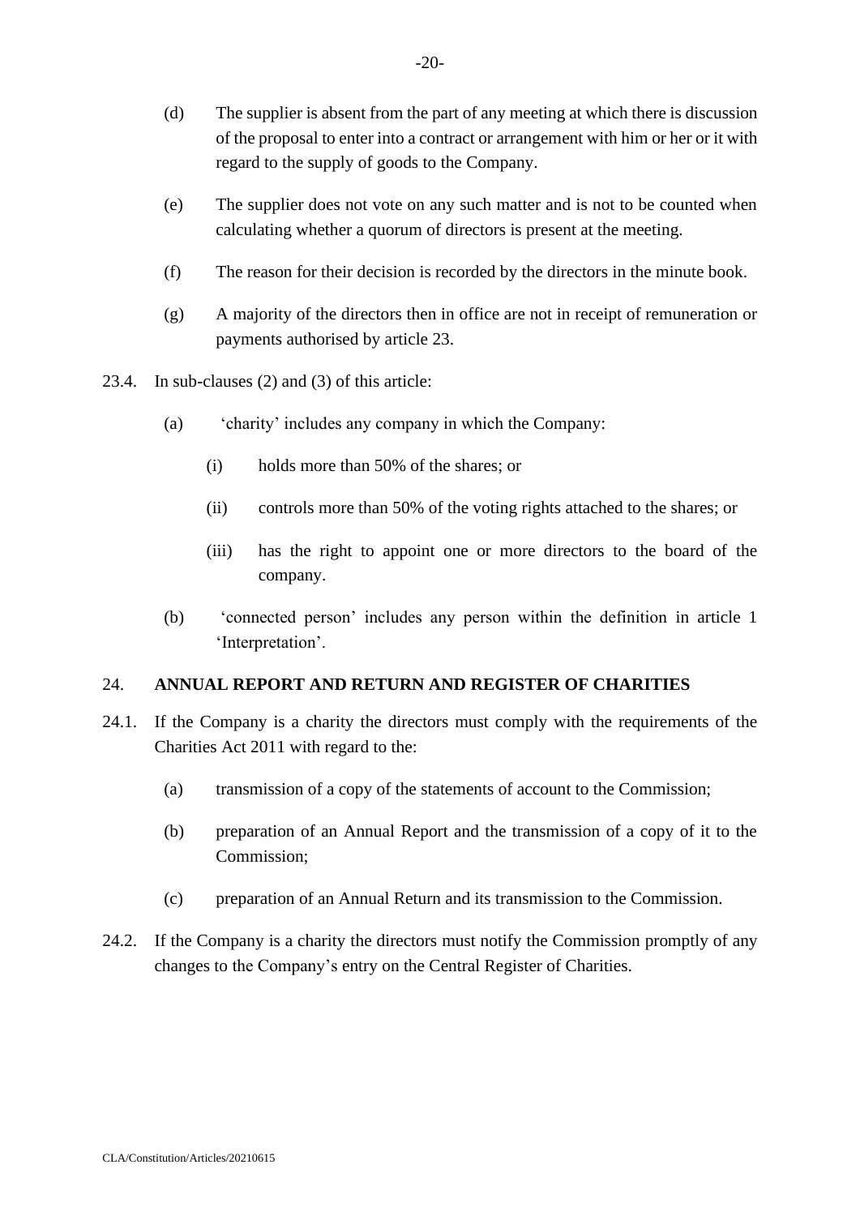(d) The supplier is absent from the part of any meeting at which there is discussion of the proposal to enter into a contract or arrangement with him or her or it with regard to the supply of goods to the Company.

(e) The supplier does not vote on any such matter and is not to be counted when calculating whether a quorum of directors is present at the meeting.

(f) The reason for their decision is recorded by the directors in the minute book.

(g) A majority of the directors then in office are not in receipt of remuneration or payments authorised by article 23.

23.4. In sub-clauses (2) and (3) of this article:

(a) 'charity' includes any company in which the Company:

(i) holds more than 50% of the shares; or

(ii) controls more than 50% of the voting rights attached to the shares; or

(iii) has the right to appoint one or more directors to the board of the company.

(b) 'connected person' includes any person within the definition in article 1 'Interpretation'.

## 24. ANNUAL REPORT AND RETURN AND REGISTER OF CHARITIES

24.1. If the Company is a charity the directors must comply with the requirements of the Charities Act 2011 with regard to the:

(a) transmission of a copy of the statements of account to the Commission;

(b) preparation of an Annual Report and the transmission of a copy of it to the Commission;

(c) preparation of an Annual Return and its transmission to the Commission.

24.2. If the Company is a charity the directors must notify the Commission promptly of any changes to the Company's entry on the Central Register of Charities.